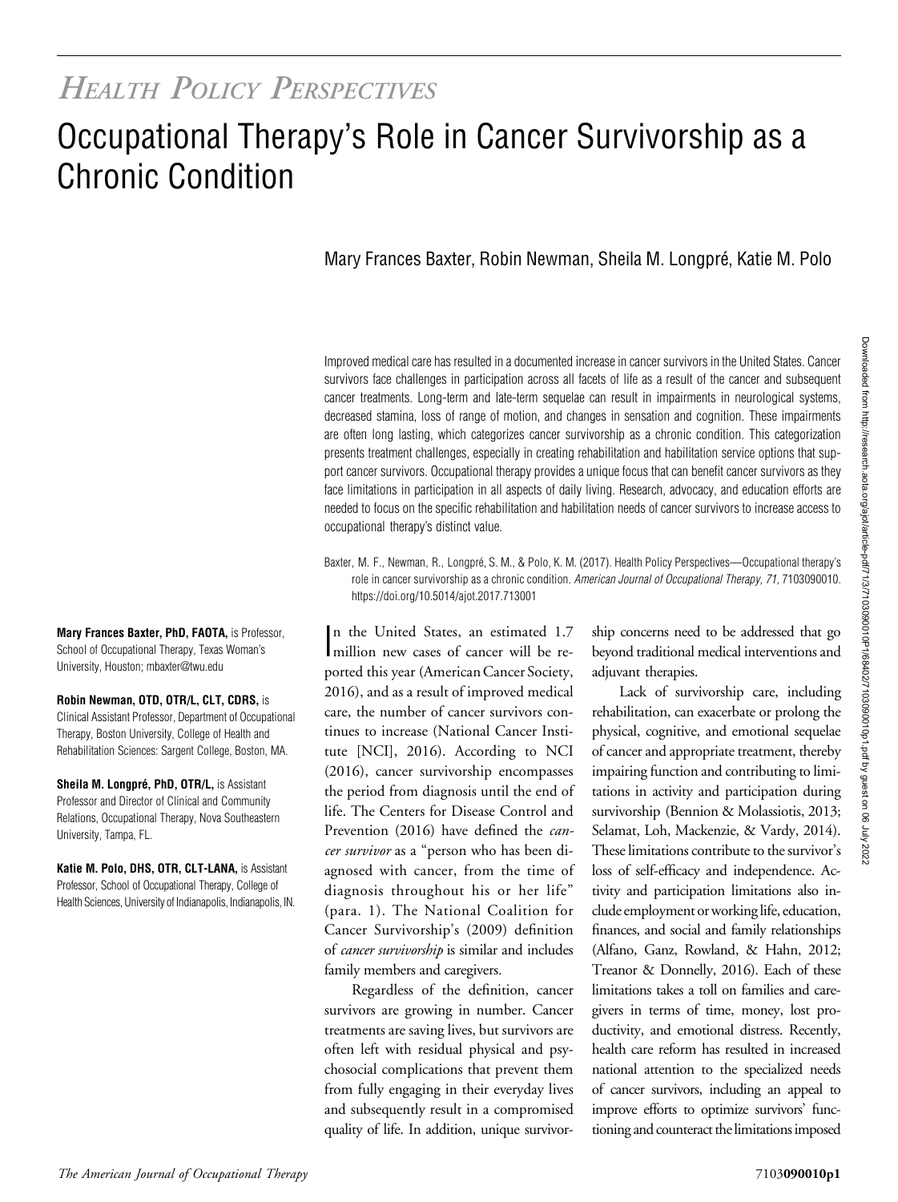*Health Policy Perspectives*

# Occupational Therapy's Role in Cancer Survivorship as a Chronic Condition

Mary Frances Baxter, Robin Newman, Sheila M. Longpré, Katie M. Polo

Improved medical care has resulted in a documented increase in cancer survivors in the United States. Cancer survivors face challenges in participation across all facets of life as a result of the cancer and subsequent cancer treatments. Long-term and late-term sequelae can result in impairments in neurological systems, decreased stamina, loss of range of motion, and changes in sensation and cognition. These impairments are often long lasting, which categorizes cancer survivorship as a chronic condition. This categorization presents treatment challenges, especially in creating rehabilitation and habilitation service options that support cancer survivors. Occupational therapy provides a unique focus that can benefit cancer survivors as they face limitations in participation in all aspects of daily living. Research, advocacy, and education efforts are needed to focus on the specific rehabilitation and habilitation needs of cancer survivors to increase access to occupational therapy's distinct value.

Baxter, M. F., Newman, R., Longpré, S. M., & Polo, K. M. (2017). Health Policy Perspectives—Occupational therapy's role in cancer survivorship as a chronic condition. *American Journal of Occupational Therapy, 71,* 7103090010. https://doi.org/10.5014/ajot.2017.713001

**Mary Frances Baxter, PhD, FAOTA,** is Professor, School of Occupational Therapy, Texas Woman's University, Houston; mbaxter@twu.edu

**Robin Newman, OTD, OTR/L, CLT, CDRS,** is Clinical Assistant Professor, Department of Occupational Therapy, Boston University, College of Health and Rehabilitation Sciences: Sargent College, Boston, MA.

**Sheila M. Longpré, PhD, OTR/L,** is Assistant Professor and Director of Clinical and Community Relations, Occupational Therapy, Nova Southeastern University, Tampa, FL.

**Katie M. Polo, DHS, OTR, CLT-LANA,** is Assistant Professor, School of Occupational Therapy, College of Health Sciences, University of Indianapolis, Indianapolis, IN.

In the United States, an estimated 1.7 million new cases of cancer will be reported this year (American Cancer Society, 2016), and as a result of improved medical care, the number of cancer survivors continues to increase (National Cancer Institute [NCI], 2016). According to NCI (2016), cancer survivorship encompasses the period from diagnosis until the end of life. The Centers for Disease Control and Prevention (2016) have defined the *cancer survivor* as a "person who has been diagnosed with cancer, from the time of diagnosis throughout his or her life" (para. 1). The National Coalition for Cancer Survivorship's (2009) definition of *cancer survivorship* is similar and includes family members and caregivers.

Regardless of the definition, cancer survivors are growing in number. Cancer treatments are saving lives, but survivors are often left with residual physical and psychosocial complications that prevent them from fully engaging in their everyday lives and subsequently result in a compromised quality of life. In addition, unique survivorship concerns need to be addressed that go beyond traditional medical interventions and adjuvant therapies.

Lack of survivorship care, including rehabilitation, can exacerbate or prolong the physical, cognitive, and emotional sequelae of cancer and appropriate treatment, thereby impairing function and contributing to limitations in activity and participation during survivorship (Bennion & Molassiotis, 2013; Selamat, Loh, Mackenzie, & Vardy, 2014). These limitations contribute to the survivor's loss of self-efficacy and independence. Activity and participation limitations also include employment or working life, education, finances, and social and family relationships (Alfano, Ganz, Rowland, & Hahn, 2012; Treanor & Donnelly, 2016). Each of these limitations takes a toll on families and caregivers in terms of time, money, lost productivity, and emotional distress. Recently, health care reform has resulted in increased national attention to the specialized needs of cancer survivors, including an appeal to improve efforts to optimize survivors' functioning and counteract the limitations imposed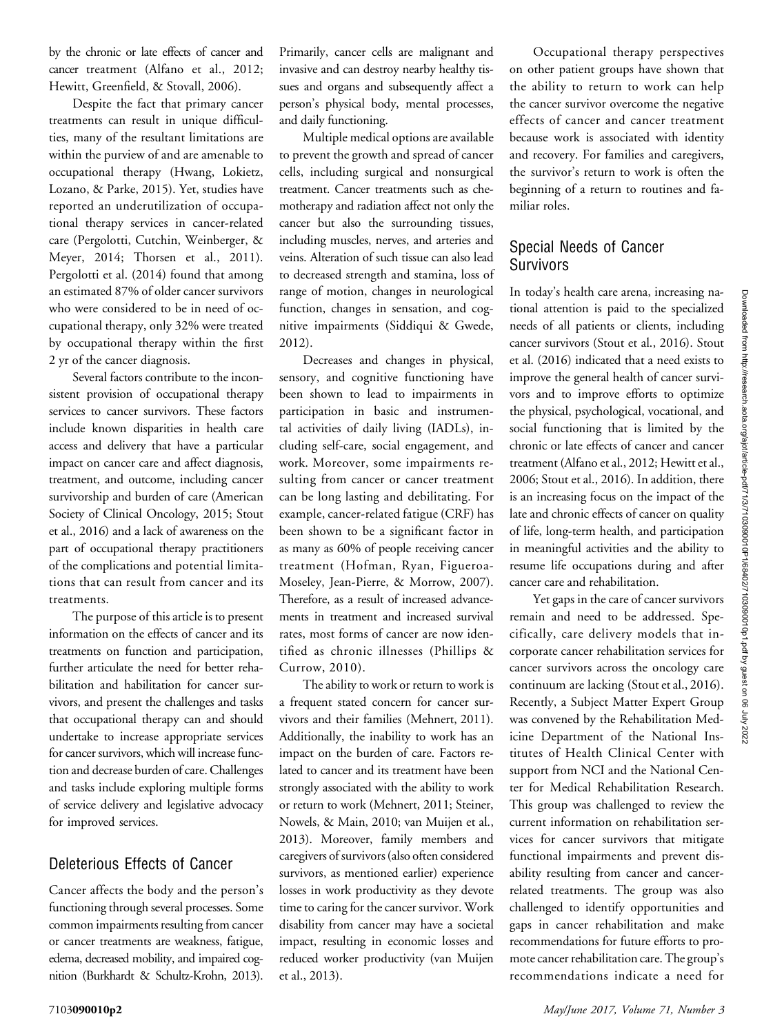by the chronic or late effects of cancer and cancer treatment (Alfano et al., 2012; Hewitt, Greenfield, & Stovall, 2006).

Despite the fact that primary cancer treatments can result in unique difficulties, many of the resultant limitations are within the purview of and are amenable to occupational therapy (Hwang, Lokietz, Lozano, & Parke, 2015). Yet, studies have reported an underutilization of occupational therapy services in cancer-related care (Pergolotti, Cutchin, Weinberger, & Meyer, 2014; Thorsen et al., 2011). Pergolotti et al. (2014) found that among an estimated 87% of older cancer survivors who were considered to be in need of occupational therapy, only 32% were treated by occupational therapy within the first 2 yr of the cancer diagnosis.

Several factors contribute to the inconsistent provision of occupational therapy services to cancer survivors. These factors include known disparities in health care access and delivery that have a particular impact on cancer care and affect diagnosis, treatment, and outcome, including cancer survivorship and burden of care (American Society of Clinical Oncology, 2015; Stout et al., 2016) and a lack of awareness on the part of occupational therapy practitioners of the complications and potential limitations that can result from cancer and its treatments.

The purpose of this article is to present information on the effects of cancer and its treatments on function and participation, further articulate the need for better rehabilitation and habilitation for cancer survivors, and present the challenges and tasks that occupational therapy can and should undertake to increase appropriate services for cancer survivors, which will increase function and decrease burden of care. Challenges and tasks include exploring multiple forms of service delivery and legislative advocacy for improved services.

## Deleterious Effects of Cancer

Cancer affects the body and the person's functioning through several processes. Some common impairments resulting from cancer or cancer treatments are weakness, fatigue, edema, decreased mobility, and impaired cognition (Burkhardt & Schultz-Krohn, 2013). Primarily, cancer cells are malignant and invasive and can destroy nearby healthy tissues and organs and subsequently affect a person's physical body, mental processes, and daily functioning.

Multiple medical options are available to prevent the growth and spread of cancer cells, including surgical and nonsurgical treatment. Cancer treatments such as chemotherapy and radiation affect not only the cancer but also the surrounding tissues, including muscles, nerves, and arteries and veins. Alteration of such tissue can also lead to decreased strength and stamina, loss of range of motion, changes in neurological function, changes in sensation, and cognitive impairments (Siddiqui & Gwede, 2012).

Decreases and changes in physical, sensory, and cognitive functioning have been shown to lead to impairments in participation in basic and instrumental activities of daily living (IADLs), including self-care, social engagement, and work. Moreover, some impairments resulting from cancer or cancer treatment can be long lasting and debilitating. For example, cancer-related fatigue (CRF) has been shown to be a significant factor in as many as 60% of people receiving cancer treatment (Hofman, Ryan, Figueroa-Moseley, Jean-Pierre, & Morrow, 2007). Therefore, as a result of increased advancements in treatment and increased survival rates, most forms of cancer are now identified as chronic illnesses (Phillips & Currow, 2010).

The ability to work or return to work is a frequent stated concern for cancer survivors and their families (Mehnert, 2011). Additionally, the inability to work has an impact on the burden of care. Factors related to cancer and its treatment have been strongly associated with the ability to work or return to work (Mehnert, 2011; Steiner, Nowels, & Main, 2010; van Muijen et al., 2013). Moreover, family members and caregivers of survivors (also often considered survivors, as mentioned earlier) experience losses in work productivity as they devote time to caring for the cancer survivor. Work disability from cancer may have a societal impact, resulting in economic losses and reduced worker productivity (van Muijen et al., 2013).

Occupational therapy perspectives on other patient groups have shown that the ability to return to work can help the cancer survivor overcome the negative effects of cancer and cancer treatment because work is associated with identity and recovery. For families and caregivers, the survivor's return to work is often the beginning of a return to routines and familiar roles.

## Special Needs of Cancer Survivors

In today's health care arena, increasing national attention is paid to the specialized needs of all patients or clients, including cancer survivors (Stout et al., 2016). Stout et al. (2016) indicated that a need exists to improve the general health of cancer survivors and to improve efforts to optimize the physical, psychological, vocational, and social functioning that is limited by the chronic or late effects of cancer and cancer treatment (Alfano et al., 2012; Hewitt et al., 2006; Stout et al., 2016). In addition, there is an increasing focus on the impact of the late and chronic effects of cancer on quality of life, long-term health, and participation in meaningful activities and the ability to resume life occupations during and after cancer care and rehabilitation.

Yet gaps in the care of cancer survivors remain and need to be addressed. Specifically, care delivery models that incorporate cancer rehabilitation services for cancer survivors across the oncology care continuum are lacking (Stout et al., 2016). Recently, a Subject Matter Expert Group was convened by the Rehabilitation Medicine Department of the National Institutes of Health Clinical Center with support from NCI and the National Center for Medical Rehabilitation Research. This group was challenged to review the current information on rehabilitation services for cancer survivors that mitigate functional impairments and prevent disability resulting from cancer and cancer-related treatments. The group was also challenged to identify opportunities and gaps in cancer rehabilitation and make recommendations for future efforts to promote cancer rehabilitation care. The group's recommendations indicate a need for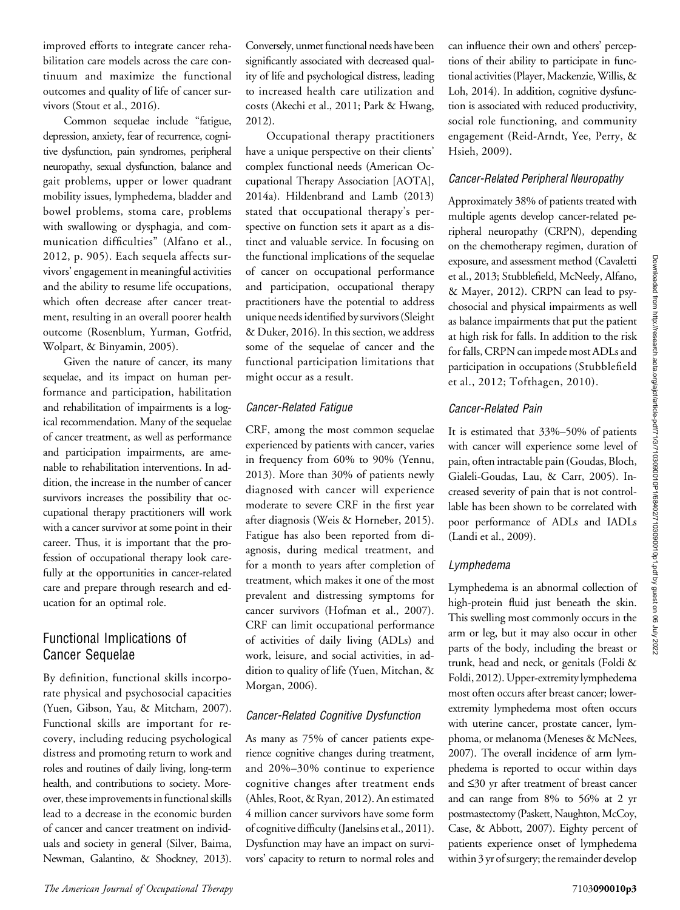improved efforts to integrate cancer rehabilitation care models across the care continuum and maximize the functional outcomes and quality of life of cancer survivors (Stout et al., 2016).

Common sequelae include "fatigue, depression, anxiety, fear of recurrence, cognitive dysfunction, pain syndromes, peripheral neuropathy, sexual dysfunction, balance and gait problems, upper or lower quadrant mobility issues, lymphedema, bladder and bowel problems, stoma care, problems with swallowing or dysphagia, and communication difficulties" (Alfano et al., 2012, p. 905). Each sequela affects survivors' engagement in meaningful activities and the ability to resume life occupations, which often decrease after cancer treatment, resulting in an overall poorer health outcome (Rosenblum, Yurman, Gotfrid, Wolpart, & Binyamin, 2005).

Given the nature of cancer, its many sequelae, and its impact on human performance and participation, habilitation and rehabilitation of impairments is a logical recommendation. Many of the sequelae of cancer treatment, as well as performance and participation impairments, are amenable to rehabilitation interventions. In addition, the increase in the number of cancer survivors increases the possibility that occupational therapy practitioners will work with a cancer survivor at some point in their career. Thus, it is important that the profession of occupational therapy look carefully at the opportunities in cancer-related care and prepare through research and education for an optimal role.

## Functional Implications of Cancer Sequelae

By definition, functional skills incorporate physical and psychosocial capacities (Yuen, Gibson, Yau, & Mitcham, 2007). Functional skills are important for recovery, including reducing psychological distress and promoting return to work and roles and routines of daily living, long-term health, and contributions to society. Moreover, these improvements in functional skills lead to a decrease in the economic burden of cancer and cancer treatment on individuals and society in general (Silver, Baima, Newman, Galantino, & Shockney, 2013). Conversely, unmet functional needs have been significantly associated with decreased quality of life and psychological distress, leading to increased health care utilization and costs (Akechi et al., 2011; Park & Hwang, 2012).

Occupational therapy practitioners have a unique perspective on their clients' complex functional needs (American Occupational Therapy Association [AOTA], 2014a). Hildenbrand and Lamb (2013) stated that occupational therapy's perspective on function sets it apart as a distinct and valuable service. In focusing on the functional implications of the sequelae of cancer on occupational performance and participation, occupational therapy practitioners have the potential to address unique needs identified by survivors (Sleight & Duker, 2016). In this section, we address some of the sequelae of cancer and the functional participation limitations that might occur as a result.

### *Cancer-Related Fatigue*

CRF, among the most common sequelae experienced by patients with cancer, varies in frequency from 60% to 90% (Yennu, 2013). More than 30% of patients newly diagnosed with cancer will experience moderate to severe CRF in the first year after diagnosis (Weis & Horneber, 2015). Fatigue has also been reported from diagnosis, during medical treatment, and for a month to years after completion of treatment, which makes it one of the most prevalent and distressing symptoms for cancer survivors (Hofman et al., 2007). CRF can limit occupational performance of activities of daily living (ADLs) and work, leisure, and social activities, in addition to quality of life (Yuen, Mitchan, & Morgan, 2006).

### *Cancer-Related Cognitive Dysfunction*

As many as 75% of cancer patients experience cognitive changes during treatment, and 20%–30% continue to experience cognitive changes after treatment ends (Ahles, Root, & Ryan, 2012). An estimated 4 million cancer survivors have some form of cognitive difficulty (Janelsins et al., 2011). Dysfunction may have an impact on survivors' capacity to return to normal roles and can influence their own and others' perceptions of their ability to participate in functional activities (Player, Mackenzie, Willis, & Loh, 2014). In addition, cognitive dysfunction is associated with reduced productivity, social role functioning, and community engagement (Reid-Arndt, Yee, Perry, & Hsieh, 2009).

### *Cancer-Related Peripheral Neuropathy*

Approximately 38% of patients treated with multiple agents develop cancer-related peripheral neuropathy (CRPN), depending on the chemotherapy regimen, duration of exposure, and assessment method (Cavaletti et al., 2013; Stubblefield, McNeely, Alfano, & Mayer, 2012). CRPN can lead to psychosocial and physical impairments as well as balance impairments that put the patient at high risk for falls. In addition to the risk for falls, CRPN can impede most ADLs and participation in occupations (Stubblefield et al., 2012; Tofthagen, 2010).

### *Cancer-Related Pain*

It is estimated that 33%–50% of patients with cancer will experience some level of pain, often intractable pain (Goudas, Bloch, Gialeli-Goudas, Lau, & Carr, 2005). Increased severity of pain that is not controllable has been shown to be correlated with poor performance of ADLs and IADLs (Landi et al., 2009).

### *Lymphedema*

Lymphedema is an abnormal collection of high-protein fluid just beneath the skin. This swelling most commonly occurs in the arm or leg, but it may also occur in other parts of the body, including the breast or trunk, head and neck, or genitals (Foldi & Foldi, 2012). Upper-extremity lymphedema most often occurs after breast cancer; lower-extremity lymphedema most often occurs with uterine cancer, prostate cancer, lymphoma, or melanoma (Meneses & McNees, 2007). The overall incidence of arm lymphedema is reported to occur within days and ≤30 yr after treatment of breast cancer and can range from 8% to 56% at 2 yr postmastectomy (Paskett, Naughton, McCoy, Case, & Abbott, 2007). Eighty percent of patients experience onset of lymphedema within 3 yr of surgery; the remainder develop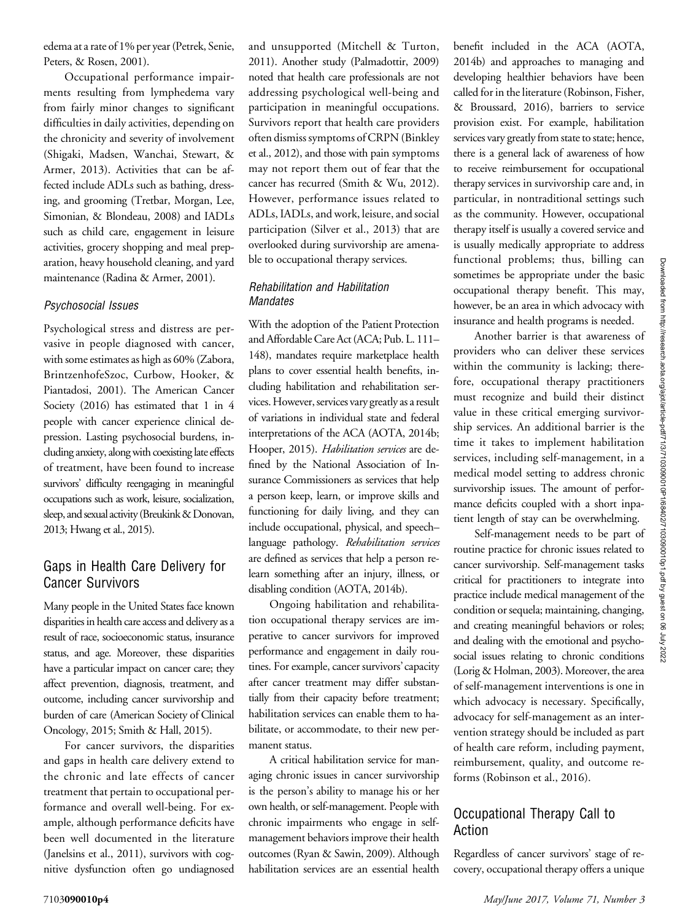edema at a rate of 1% per year (Petrek, Senie, Peters, & Rosen, 2001).

Occupational performance impairments resulting from lymphedema vary from fairly minor changes to significant difficulties in daily activities, depending on the chronicity and severity of involvement (Shigaki, Madsen, Wanchai, Stewart, & Armer, 2013). Activities that can be affected include ADLs such as bathing, dressing, and grooming (Tretbar, Morgan, Lee, Simonian, & Blondeau, 2008) and IADLs such as child care, engagement in leisure activities, grocery shopping and meal preparation, heavy household cleaning, and yard maintenance (Radina & Armer, 2001).

### Psychosocial Issues

Psychological stress and distress are pervasive in people diagnosed with cancer, with some estimates as high as 60% (Zabora, BrintzenhofeSzoc, Curbow, Hooker, & Piantadosi, 2001). The American Cancer Society (2016) has estimated that 1 in 4 people with cancer experience clinical depression. Lasting psychosocial burdens, including anxiety, along with coexisting late effects of treatment, have been found to increase survivors' difficulty reengaging in meaningful occupations such as work, leisure, socialization, sleep, and sexual activity (Breukink & Donovan, 2013; Hwang et al., 2015).

## Gaps in Health Care Delivery for Cancer Survivors

Many people in the United States face known disparities in health care access and delivery as a result of race, socioeconomic status, insurance status, and age. Moreover, these disparities have a particular impact on cancer care; they affect prevention, diagnosis, treatment, and outcome, including cancer survivorship and burden of care (American Society of Clinical Oncology, 2015; Smith & Hall, 2015).

For cancer survivors, the disparities and gaps in health care delivery extend to the chronic and late effects of cancer treatment that pertain to occupational performance and overall well-being. For example, although performance deficits have been well documented in the literature (Janelsins et al., 2011), survivors with cognitive dysfunction often go undiagnosed and unsupported (Mitchell & Turton, 2011). Another study (Palmadottir, 2009) noted that health care professionals are not addressing psychological well-being and participation in meaningful occupations. Survivors report that health care providers often dismiss symptoms of CRPN (Binkley et al., 2012), and those with pain symptoms may not report them out of fear that the cancer has recurred (Smith & Wu, 2012). However, performance issues related to ADLs, IADLs, and work, leisure, and social participation (Silver et al., 2013) that are overlooked during survivorship are amenable to occupational therapy services.

### Rehabilitation and Habilitation Mandates

With the adoption of the Patient Protection and Affordable Care Act (ACA; Pub. L. 111–148), mandates require marketplace health plans to cover essential health benefits, including habilitation and rehabilitation services. However, services vary greatly as a result of variations in individual state and federal interpretations of the ACA (AOTA, 2014b; Hooper, 2015). *Habilitation services* are defined by the National Association of Insurance Commissioners as services that help a person keep, learn, or improve skills and functioning for daily living, and they can include occupational, physical, and speech–language pathology. *Rehabilitation services* are defined as services that help a person relearn something after an injury, illness, or disabling condition (AOTA, 2014b).

Ongoing habilitation and rehabilitation occupational therapy services are imperative to cancer survivors for improved performance and engagement in daily routines. For example, cancer survivors' capacity after cancer treatment may differ substantially from their capacity before treatment; habilitation services can enable them to habilitate, or accommodate, to their new permanent status.

A critical habilitation service for managing chronic issues in cancer survivorship is the person's ability to manage his or her own health, or self-management. People with chronic impairments who engage in self-management behaviors improve their health outcomes (Ryan & Sawin, 2009). Although habilitation services are an essential health benefit included in the ACA (AOTA, 2014b) and approaches to managing and developing healthier behaviors have been called for in the literature (Robinson, Fisher, & Broussard, 2016), barriers to service provision exist. For example, habilitation services vary greatly from state to state; hence, there is a general lack of awareness of how to receive reimbursement for occupational therapy services in survivorship care and, in particular, in nontraditional settings such as the community. However, occupational therapy itself is usually a covered service and is usually medically appropriate to address functional problems; thus, billing can sometimes be appropriate under the basic occupational therapy benefit. This may, however, be an area in which advocacy with insurance and health programs is needed.

Another barrier is that awareness of providers who can deliver these services within the community is lacking; therefore, occupational therapy practitioners must recognize and build their distinct value in these critical emerging survivorship services. An additional barrier is the time it takes to implement habilitation services, including self-management, in a medical model setting to address chronic survivorship issues. The amount of performance deficits coupled with a short inpatient length of stay can be overwhelming.

Self-management needs to be part of routine practice for chronic issues related to cancer survivorship. Self-management tasks critical for practitioners to integrate into practice include medical management of the condition or sequela; maintaining, changing, and creating meaningful behaviors or roles; and dealing with the emotional and psychosocial issues relating to chronic conditions (Lorig & Holman, 2003). Moreover, the area of self-management interventions is one in which advocacy is necessary. Specifically, advocacy for self-management as an intervention strategy should be included as part of health care reform, including payment, reimbursement, quality, and outcome reforms (Robinson et al., 2016).

## Occupational Therapy Call to Action

Regardless of cancer survivors' stage of recovery, occupational therapy offers a unique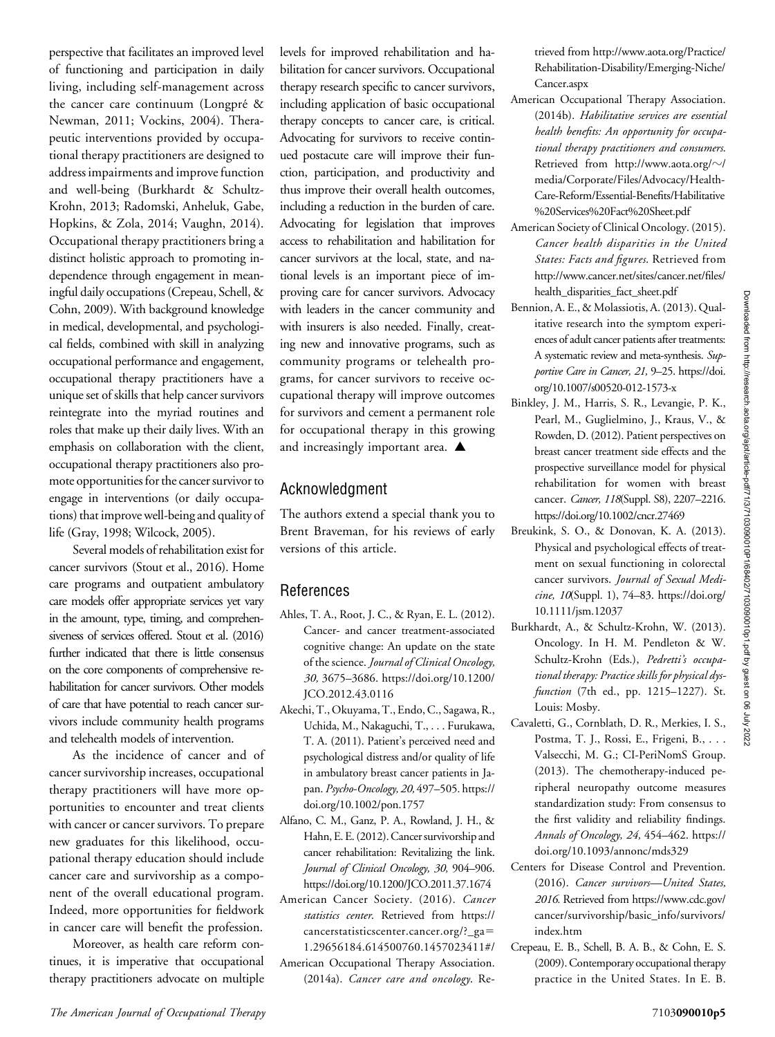perspective that facilitates an improved level of functioning and participation in daily living, including self-management across the cancer care continuum (Longpré & Newman, 2011; Vockins, 2004). Therapeutic interventions provided by occupational therapy practitioners are designed to address impairments and improve function and well-being (Burkhardt & Schultz-Krohn, 2013; Radomski, Anheluk, Gabe, Hopkins, & Zola, 2014; Vaughn, 2014). Occupational therapy practitioners bring a distinct holistic approach to promoting independence through engagement in meaningful daily occupations (Crepeau, Schell, & Cohn, 2009). With background knowledge in medical, developmental, and psychological fields, combined with skill in analyzing occupational performance and engagement, occupational therapy practitioners have a unique set of skills that help cancer survivors reintegrate into the myriad routines and roles that make up their daily lives. With an emphasis on collaboration with the client, occupational therapy practitioners also promote opportunities for the cancer survivor to engage in interventions (or daily occupations) that improve well-being and quality of life (Gray, 1998; Wilcock, 2005).

Several models of rehabilitation exist for cancer survivors (Stout et al., 2016). Home care programs and outpatient ambulatory care models offer appropriate services yet vary in the amount, type, timing, and comprehensiveness of services offered. Stout et al. (2016) further indicated that there is little consensus on the core components of comprehensive rehabilitation for cancer survivors. Other models of care that have potential to reach cancer survivors include community health programs and telehealth models of intervention.

As the incidence of cancer and of cancer survivorship increases, occupational therapy practitioners will have more opportunities to encounter and treat clients with cancer or cancer survivors. To prepare new graduates for this likelihood, occupational therapy education should include cancer care and survivorship as a component of the overall educational program. Indeed, more opportunities for fieldwork in cancer care will benefit the profession.

Moreover, as health care reform continues, it is imperative that occupational therapy practitioners advocate on multiple levels for improved rehabilitation and habilitation for cancer survivors. Occupational therapy research specific to cancer survivors, including application of basic occupational therapy concepts to cancer care, is critical. Advocating for survivors to receive continued postacute care will improve their function, participation, and productivity and thus improve their overall health outcomes, including a reduction in the burden of care. Advocating for legislation that improves access to rehabilitation and habilitation for cancer survivors at the local, state, and national levels is an important piece of improving care for cancer survivors. Advocacy with leaders in the cancer community and with insurers is also needed. Finally, creating new and innovative programs, such as community programs or telehealth programs, for cancer survivors to receive occupational therapy will improve outcomes for survivors and cement a permanent role for occupational therapy in this growing and increasingly important area. ▲

## Acknowledgment

The authors extend a special thank you to Brent Braveman, for his reviews of early versions of this article.

## References

Ahles, T. A., Root, J. C., & Ryan, E. L. (2012). Cancer- and cancer treatment-associated cognitive change: An update on the state of the science. *Journal of Clinical Oncology, 30,* 3675–3686. https://doi.org/10.1200/JCO.2012.43.0116

Akechi, T., Okuyama, T., Endo, C., Sagawa, R., Uchida, M., Nakaguchi, T., . . . Furukawa, T. A. (2011). Patient's perceived need and psychological distress and/or quality of life in ambulatory breast cancer patients in Japan. *Psycho-Oncology, 20,* 497–505. https://doi.org/10.1002/pon.1757

Alfano, C. M., Ganz, P. A., Rowland, J. H., & Hahn, E. E. (2012). Cancer survivorship and cancer rehabilitation: Revitalizing the link. *Journal of Clinical Oncology, 30,* 904–906. https://doi.org/10.1200/JCO.2011.37.1674

American Cancer Society. (2016). *Cancer statistics center.* Retrieved from https://cancerstatisticscenter.cancer.org/?_ga=1.29656184.614500760.1457023411#/

American Occupational Therapy Association. (2014a). *Cancer care and oncology.* Retrieved from http://www.aota.org/Practice/Rehabilitation-Disability/Emerging-Niche/Cancer.aspx

American Occupational Therapy Association. (2014b). *Habilitative services are essential health benefits: An opportunity for occupational therapy practitioners and consumers.* Retrieved from http://www.aota.org/~/media/Corporate/Files/Advocacy/Health-Care-Reform/Essential-Benefits/Habilitative%20Services%20Fact%20Sheet.pdf

American Society of Clinical Oncology. (2015). *Cancer health disparities in the United States: Facts and figures.* Retrieved from http://www.cancer.net/sites/cancer.net/files/health_disparities_fact_sheet.pdf

Bennion, A. E., & Molassiotis, A. (2013). Qualitative research into the symptom experiences of adult cancer patients after treatments: A systematic review and meta-synthesis. *Supportive Care in Cancer, 21,* 9–25. https://doi.org/10.1007/s00520-012-1573-x

Binkley, J. M., Harris, S. R., Levangie, P. K., Pearl, M., Guglielmino, J., Kraus, V., & Rowden, D. (2012). Patient perspectives on breast cancer treatment side effects and the prospective surveillance model for physical rehabilitation for women with breast cancer. *Cancer, 118*(Suppl. S8), 2207–2216. https://doi.org/10.1002/cncr.27469

Breukink, S. O., & Donovan, K. A. (2013). Physical and psychological effects of treatment on sexual functioning in colorectal cancer survivors. *Journal of Sexual Medicine, 10*(Suppl. 1), 74–83. https://doi.org/10.1111/jsm.12037

Burkhardt, A., & Schultz-Krohn, W. (2013). Oncology. In H. M. Pendleton & W. Schultz-Krohn (Eds.), *Pedretti's occupational therapy: Practice skills for physical dysfunction* (7th ed., pp. 1215–1227). St. Louis: Mosby.

Cavaletti, G., Cornblath, D. R., Merkies, I. S., Postma, T. J., Rossi, E., Frigeni, B., . . . Valsecchi, M. G.; CI-PeriNomS Group. (2013). The chemotherapy-induced peripheral neuropathy outcome measures standardization study: From consensus to the first validity and reliability findings. *Annals of Oncology, 24,* 454–462. https://doi.org/10.1093/annonc/mds329

Centers for Disease Control and Prevention. (2016). *Cancer survivors—United States, 2016.* Retrieved from https://www.cdc.gov/cancer/survivorship/basic_info/survivors/index.htm

Crepeau, E. B., Schell, B. A. B., & Cohn, E. S. (2009). Contemporary occupational therapy practice in the United States. In E. B.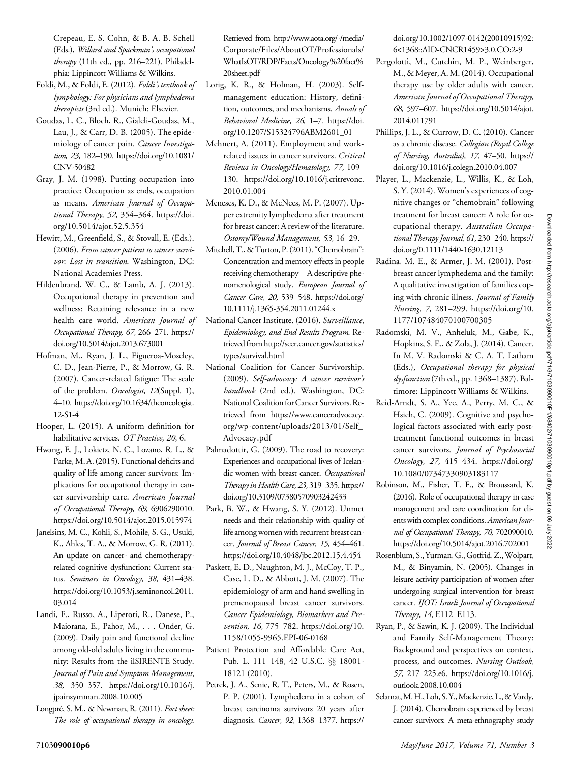Crepeau, E. S. Cohn, & B. A. B. Schell (Eds.), *Willard and Spackman's occupational therapy* (11th ed., pp. 216–221). Philadelphia: Lippincott Williams & Wilkins.

Foldi, M., & Foldi, E. (2012). *Foldi's textbook of lymphology: For physicians and lymphedema therapists* (3rd ed.). Munich: Elsevier.

Goudas, L. C., Bloch, R., Gialeli-Goudas, M., Lau, J., & Carr, D. B. (2005). The epidemiology of cancer pain. *Cancer Investigation, 23,* 182–190. https://doi.org/10.1081/CNV-50482

Gray, J. M. (1998). Putting occupation into practice: Occupation as ends, occupation as means. *American Journal of Occupational Therapy, 52,* 354–364. https://doi.org/10.5014/ajot.52.5.354

Hewitt, M., Greenfield, S., & Stovall, E. (Eds.). (2006). *From cancer patient to cancer survivor: Lost in transition.* Washington, DC: National Academies Press.

Hildenbrand, W. C., & Lamb, A. J. (2013). Occupational therapy in prevention and wellness: Retaining relevance in a new health care world. *American Journal of Occupational Therapy, 67,* 266–271. https://doi.org/10.5014/ajot.2013.673001

Hofman, M., Ryan, J. L., Figueroa-Moseley, C. D., Jean-Pierre, P., & Morrow, G. R. (2007). Cancer-related fatigue: The scale of the problem. *Oncologist, 12*(Suppl. 1), 4–10. https://doi.org/10.1634/theoncologist.12-S1-4

Hooper, L. (2015). A uniform definition for habilitative services. *OT Practice, 20,* 6.

Hwang, E. J., Lokietz, N. C., Lozano, R. L., & Parke, M. A. (2015). Functional deficits and quality of life among cancer survivors: Implications for occupational therapy in cancer survivorship care. *American Journal of Occupational Therapy, 69,* 6906290010. https://doi.org/10.5014/ajot.2015.015974

Janelsins, M. C., Kohli, S., Mohile, S. G., Usuki, K., Ahles, T. A., & Morrow, G. R. (2011). An update on cancer- and chemotherapy-related cognitive dysfunction: Current status. *Seminars in Oncology, 38,* 431–438. https://doi.org/10.1053/j.seminoncol.2011.03.014

Landi, F., Russo, A., Liperoti, R., Danese, P., Maiorana, E., Pahor, M., . . . Onder, G. (2009). Daily pain and functional decline among old-old adults living in the community: Results from the ilSIRENTE Study. *Journal of Pain and Symptom Management, 38,* 350–357. https://doi.org/10.1016/j.jpainsymman.2008.10.005

Longpré, S. M., & Newman, R. (2011). *Fact sheet: The role of occupational therapy in oncology.* Retrieved from http://www.aota.org/-/media/Corporate/Files/AboutOT/Professionals/WhatIsOT/RDP/Facts/Oncology%20fact%20sheet.pdf

Lorig, K. R., & Holman, H. (2003). Self-management education: History, definition, outcomes, and mechanisms. *Annals of Behavioral Medicine, 26,* 1–7. https://doi.org/10.1207/S15324796ABM2601_01

Mehnert, A. (2011). Employment and work-related issues in cancer survivors. *Critical Reviews in Oncology/Hematology, 77,* 109–130. https://doi.org/10.1016/j.critrevonc.2010.01.004

Meneses, K. D., & McNees, M. P. (2007). Upper extremity lymphedema after treatment for breast cancer: A review of the literature. *Ostomy/Wound Management, 53,* 16–29.

Mitchell, T., & Turton, P. (2011). "Chemobrain": Concentration and memory effects in people receiving chemotherapy—A descriptive phenomenological study. *European Journal of Cancer Care, 20,* 539–548. https://doi.org/10.1111/j.1365-354.2011.01244.x

National Cancer Institute. (2016). *Surveillance, Epidemiology, and End Results Program.* Retrieved from http://seer.cancer.gov/statistics/types/survival.html

National Coalition for Cancer Survivorship. (2009). *Self-advocacy: A cancer survivor's handbook* (2nd ed.). Washington, DC: National Coalition for Cancer Survivors. Retrieved from https://www.canceradvocacy.org/wp-content/uploads/2013/01/Self_Advocacy.pdf

Palmadottir, G. (2009). The road to recovery: Experiences and occupational lives of Icelandic women with breast cancer. *Occupational Therapy in Health Care, 23,* 319–335. https://doi.org/10.3109/07380570903242433

Park, B. W., & Hwang, S. Y. (2012). Unmet needs and their relationship with quality of life among women with recurrent breast cancer. *Journal of Breast Cancer, 15,* 454–461. https://doi.org/10.4048/jbc.2012.15.4.454

Paskett, E. D., Naughton, M. J., McCoy, T. P., Case, L. D., & Abbott, J. M. (2007). The epidemiology of arm and hand swelling in premenopausal breast cancer survivors. *Cancer Epidemiology, Biomarkers and Prevention, 16,* 775–782. https://doi.org/10.1158/1055-9965.EPI-06-0168

Patient Protection and Affordable Care Act, Pub. L. 111–148, 42 U.S.C. §§ 18001-18121 (2010).

Petrek, J. A., Senie, R. T., Peters, M., & Rosen, P. P. (2001). Lymphedema in a cohort of breast carcinoma survivors 20 years after diagnosis. *Cancer, 92,* 1368–1377. https://doi.org/10.1002/1097-0142(20010915)92:6<1368::AID-CNCR1459>3.0.CO;2-9

Pergolotti, M., Cutchin, M. P., Weinberger, M., & Meyer, A. M. (2014). Occupational therapy use by older adults with cancer. *American Journal of Occupational Therapy, 68,* 597–607. https://doi.org/10.5014/ajot.2014.011791

Phillips, J. L., & Currow, D. C. (2010). Cancer as a chronic disease. *Collegian (Royal College of Nursing, Australia), 17,* 47–50. https://doi.org/10.1016/j.colegn.2010.04.007

Player, L., Mackenzie, L., Willis, K., & Loh, S. Y. (2014). Women's experiences of cognitive changes or "chemobrain" following treatment for breast cancer: A role for occupational therapy. *Australian Occupational Therapy Journal, 61,* 230–240. https://doi.org/0.1111/1440-1630.12113

Radina, M. E., & Armer, J. M. (2001). Post-breast cancer lymphedema and the family: A qualitative investigation of families coping with chronic illness. *Journal of Family Nursing, 7,* 281–299. https://doi.org/10.1177/107484070100700305

Radomski, M. V., Anheluk, M., Gabe, K., Hopkins, S. E., & Zola, J. (2014). Cancer. In M. V. Radomski & C. A. T. Latham (Eds.), *Occupational therapy for physical dysfunction* (7th ed., pp. 1368–1387). Baltimore: Lippincott Williams & Wilkins.

Reid-Arndt, S. A., Yee, A., Perry, M. C., & Hsieh, C. (2009). Cognitive and psychological factors associated with early post-treatment functional outcomes in breast cancer survivors. *Journal of Psychosocial Oncology, 27,* 415–434. https://doi.org/10.1080/07347330903183117

Robinson, M., Fisher, T. F., & Broussard, K. (2016). Role of occupational therapy in case management and care coordination for clients with complex conditions. *American Journal of Occupational Therapy, 70,* 702090010. https://doi.org/10.5014/ajot.2016.702001

Rosenblum, S., Yurman, G., Gotfrid, Z., Wolpart, M., & Binyamin, N. (2005). Changes in leisure activity participation of women after undergoing surgical intervention for breast cancer. *IJOT: Israeli Journal of Occupational Therapy, 14,* E112–E113.

Ryan, P., & Sawin, K. J. (2009). The Individual and Family Self-Management Theory: Background and perspectives on context, process, and outcomes. *Nursing Outlook, 57,* 217–225.e6. https://doi.org/10.1016/j.outlook.2008.10.004

Selamat, M. H., Loh, S. Y., Mackenzie, L., & Vardy, J. (2014). Chemobrain experienced by breast cancer survivors: A meta-ethnography study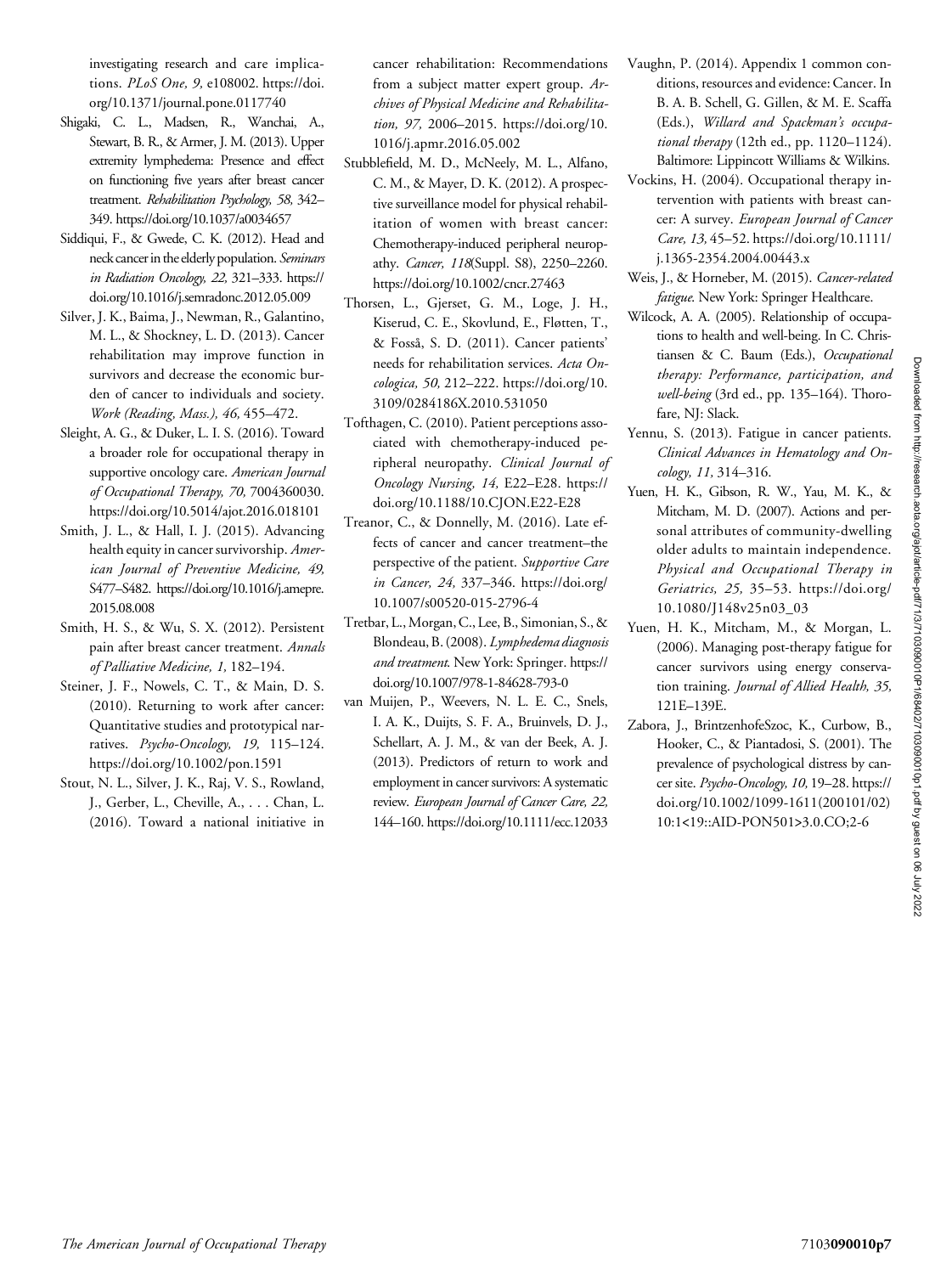investigating research and care implications. *PLoS One, 9,* e108002. https://doi.org/10.1371/journal.pone.0117740

Shigaki, C. L., Madsen, R., Wanchai, A., Stewart, B. R., & Armer, J. M. (2013). Upper extremity lymphedema: Presence and effect on functioning five years after breast cancer treatment. *Rehabilitation Psychology, 58,* 342–349. https://doi.org/10.1037/a0034657

Siddiqui, F., & Gwede, C. K. (2012). Head and neck cancer in the elderly population. *Seminars in Radiation Oncology, 22,* 321–333. https://doi.org/10.1016/j.semradonc.2012.05.009

Silver, J. K., Baima, J., Newman, R., Galantino, M. L., & Shockney, L. D. (2013). Cancer rehabilitation may improve function in survivors and decrease the economic burden of cancer to individuals and society. *Work (Reading, Mass.), 46,* 455–472.

Sleight, A. G., & Duker, L. I. S. (2016). Toward a broader role for occupational therapy in supportive oncology care. *American Journal of Occupational Therapy, 70,* 7004360030. https://doi.org/10.5014/ajot.2016.018101

Smith, J. L., & Hall, I. J. (2015). Advancing health equity in cancer survivorship. *American Journal of Preventive Medicine, 49,* S477–S482. https://doi.org/10.1016/j.amepre.2015.08.008

Smith, H. S., & Wu, S. X. (2012). Persistent pain after breast cancer treatment. *Annals of Palliative Medicine, 1,* 182–194.

Steiner, J. F., Nowels, C. T., & Main, D. S. (2010). Returning to work after cancer: Quantitative studies and prototypical narratives. *Psycho-Oncology, 19,* 115–124. https://doi.org/10.1002/pon.1591

Stout, N. L., Silver, J. K., Raj, V. S., Rowland, J., Gerber, L., Cheville, A., . . . Chan, L. (2016). Toward a national initiative in cancer rehabilitation: Recommendations from a subject matter expert group. *Archives of Physical Medicine and Rehabilitation, 97,* 2006–2015. https://doi.org/10.1016/j.apmr.2016.05.002

Stubblefield, M. D., McNeely, M. L., Alfano, C. M., & Mayer, D. K. (2012). A prospective surveillance model for physical rehabilitation of women with breast cancer: Chemotherapy-induced peripheral neuropathy. *Cancer, 118*(Suppl. S8), 2250–2260. https://doi.org/10.1002/cncr.27463

Thorsen, L., Gjerset, G. M., Loge, J. H., Kiserud, C. E., Skovlund, E., Fløtten, T., & Fosså, S. D. (2011). Cancer patients' needs for rehabilitation services. *Acta Oncologica, 50,* 212–222. https://doi.org/10.3109/0284186X.2010.531050

Tofthagen, C. (2010). Patient perceptions associated with chemotherapy-induced peripheral neuropathy. *Clinical Journal of Oncology Nursing, 14,* E22–E28. https://doi.org/10.1188/10.CJON.E22-E28

Treanor, C., & Donnelly, M. (2016). Late effects of cancer and cancer treatment–the perspective of the patient. *Supportive Care in Cancer, 24,* 337–346. https://doi.org/10.1007/s00520-015-2796-4

Tretbar, L., Morgan, C., Lee, B., Simonian, S., & Blondeau, B. (2008). *Lymphedema diagnosis and treatment.* New York: Springer. https://doi.org/10.1007/978-1-84628-793-0

van Muijen, P., Weevers, N. L. E. C., Snels, I. A. K., Duijts, S. F. A., Bruinvels, D. J., Schellart, A. J. M., & van der Beek, A. J. (2013). Predictors of return to work and employment in cancer survivors: A systematic review. *European Journal of Cancer Care, 22,* 144–160. https://doi.org/10.1111/ecc.12033

Vaughn, P. (2014). Appendix 1 common conditions, resources and evidence: Cancer. In B. A. B. Schell, G. Gillen, & M. E. Scaffa (Eds.), *Willard and Spackman's occupational therapy* (12th ed., pp. 1120–1124). Baltimore: Lippincott Williams & Wilkins.

Vockins, H. (2004). Occupational therapy intervention with patients with breast cancer: A survey. *European Journal of Cancer Care, 13,* 45–52. https://doi.org/10.1111/j.1365-2354.2004.00443.x

Weis, J., & Horneber, M. (2015). *Cancer-related fatigue.* New York: Springer Healthcare.

Wilcock, A. A. (2005). Relationship of occupations to health and well-being. In C. Christiansen & C. Baum (Eds.), *Occupational therapy: Performance, participation, and well-being* (3rd ed., pp. 135–164). Thorofare, NJ: Slack.

Yennu, S. (2013). Fatigue in cancer patients. *Clinical Advances in Hematology and Oncology, 11,* 314–316.

Yuen, H. K., Gibson, R. W., Yau, M. K., & Mitcham, M. D. (2007). Actions and personal attributes of community-dwelling older adults to maintain independence. *Physical and Occupational Therapy in Geriatrics, 25,* 35–53. https://doi.org/10.1080/J148v25n03_03

Yuen, H. K., Mitcham, M., & Morgan, L. (2006). Managing post-therapy fatigue for cancer survivors using energy conservation training. *Journal of Allied Health, 35,* 121E–139E.

Zabora, J., BrintzenhofeSzoc, K., Curbow, B., Hooker, C., & Piantadosi, S. (2001). The prevalence of psychological distress by cancer site. *Psycho-Oncology, 10,* 19–28. https://doi.org/10.1002/1099-1611(200101/02)10:1<19::AID-PON501>3.0.CO;2-6